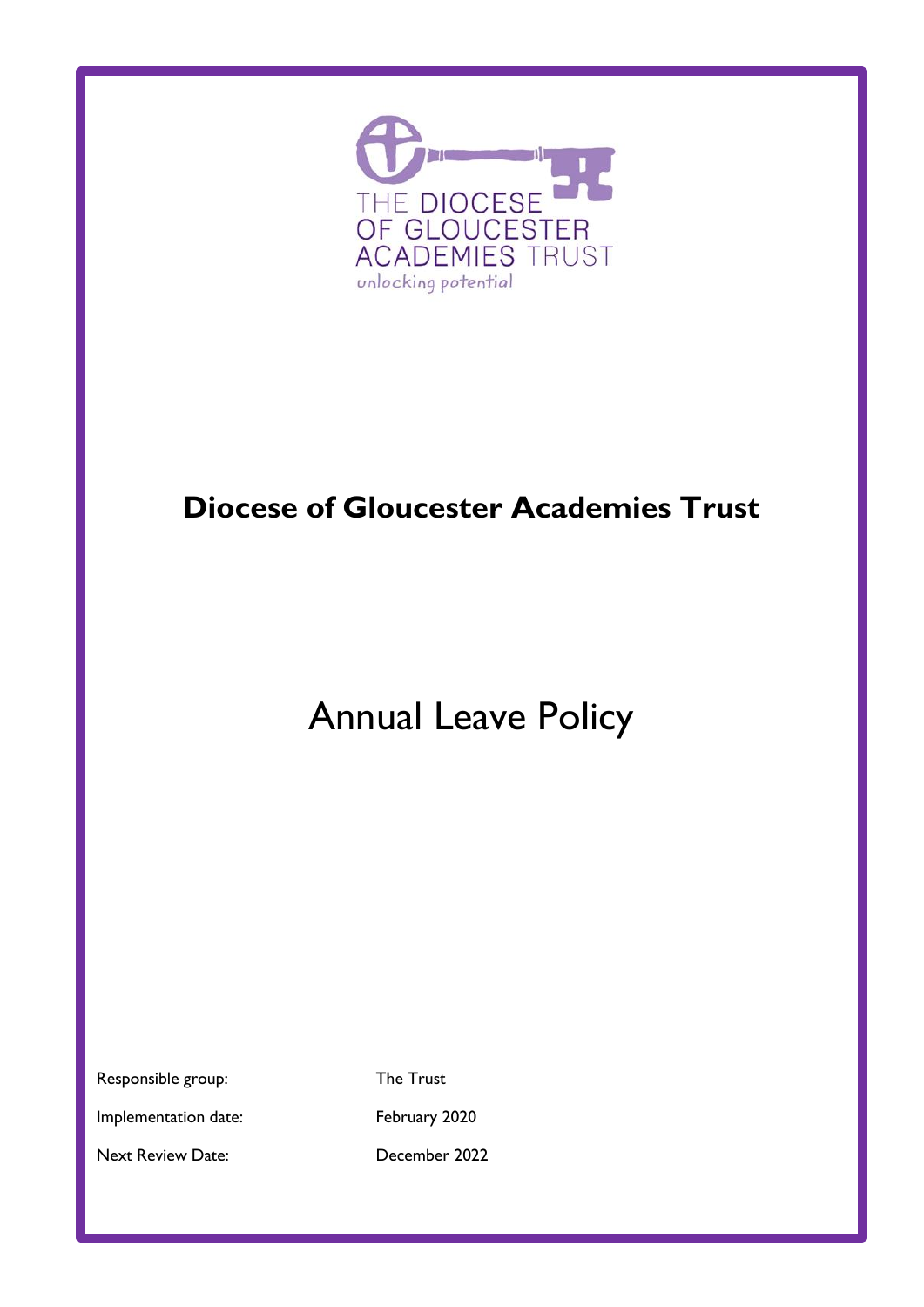THE DIOCESE OF GLOUCESTER ACADEMIES TRUST

unlocking potential

# Diocese of Gloucester Academies Trust

# Annual Leave Policy

| | |
|---|---|
| Responsible group: | The Trust |
| Implementation date: | February 2020 |
| Next Review Date: | December 2022 |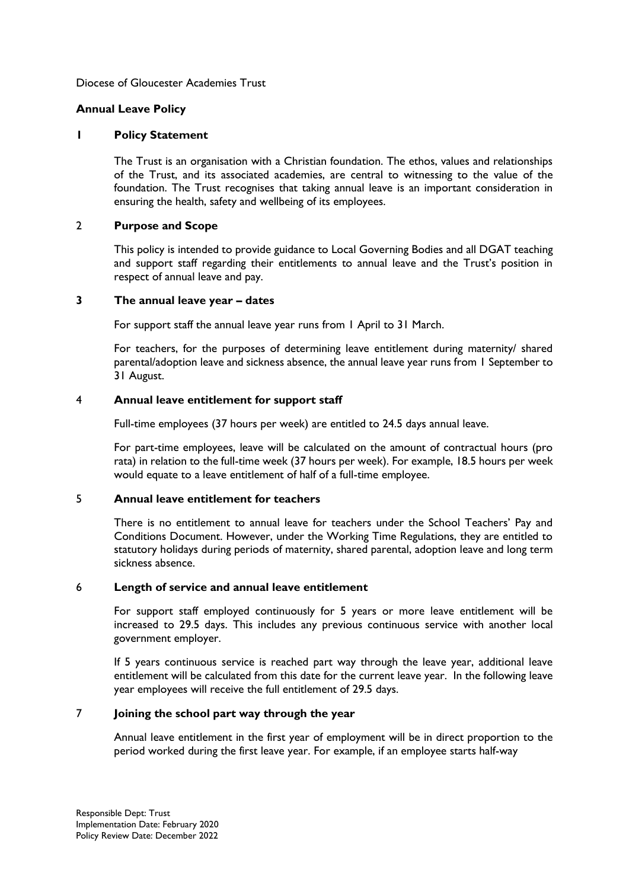Diocese of Gloucester Academies Trust

**Annual Leave Policy**

## 1 Policy Statement

The Trust is an organisation with a Christian foundation. The ethos, values and relationships of the Trust, and its associated academies, are central to witnessing to the value of the foundation. The Trust recognises that taking annual leave is an important consideration in ensuring the health, safety and wellbeing of its employees.

## 2 Purpose and Scope

This policy is intended to provide guidance to Local Governing Bodies and all DGAT teaching and support staff regarding their entitlements to annual leave and the Trust's position in respect of annual leave and pay.

## 3 The annual leave year – dates

For support staff the annual leave year runs from 1 April to 31 March.

For teachers, for the purposes of determining leave entitlement during maternity/ shared parental/adoption leave and sickness absence, the annual leave year runs from 1 September to 31 August.

## 4 Annual leave entitlement for support staff

Full-time employees (37 hours per week) are entitled to 24.5 days annual leave.

For part-time employees, leave will be calculated on the amount of contractual hours (pro rata) in relation to the full-time week (37 hours per week). For example, 18.5 hours per week would equate to a leave entitlement of half of a full-time employee.

## 5 Annual leave entitlement for teachers

There is no entitlement to annual leave for teachers under the School Teachers' Pay and Conditions Document. However, under the Working Time Regulations, they are entitled to statutory holidays during periods of maternity, shared parental, adoption leave and long term sickness absence.

## 6 Length of service and annual leave entitlement

For support staff employed continuously for 5 years or more leave entitlement will be increased to 29.5 days. This includes any previous continuous service with another local government employer.

If 5 years continuous service is reached part way through the leave year, additional leave entitlement will be calculated from this date for the current leave year. In the following leave year employees will receive the full entitlement of 29.5 days.

## 7 Joining the school part way through the year

Annual leave entitlement in the first year of employment will be in direct proportion to the period worked during the first leave year. For example, if an employee starts half-way

Responsible Dept: Trust
Implementation Date: February 2020
Policy Review Date: December 2022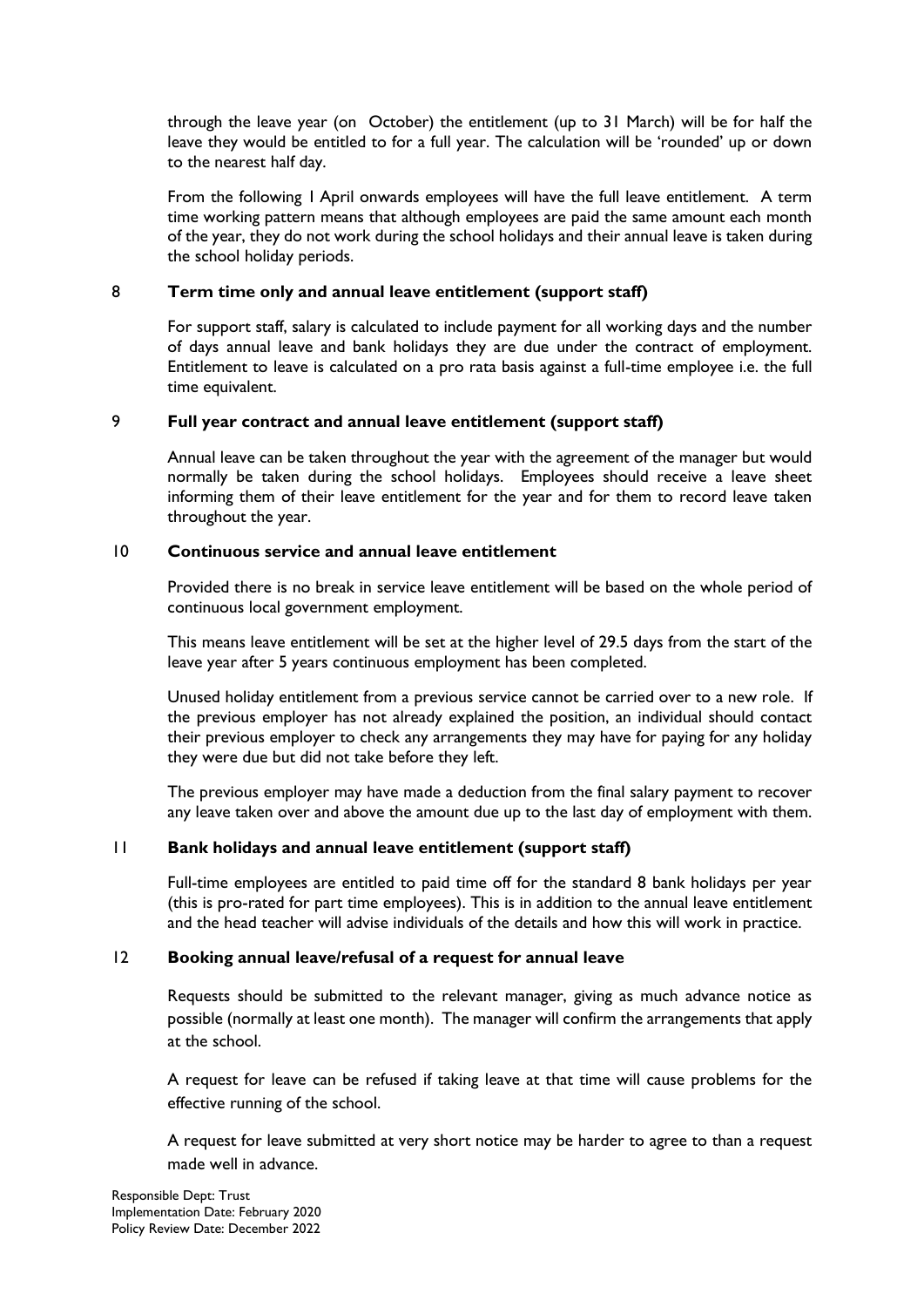through the leave year (on October) the entitlement (up to 31 March) will be for half the leave they would be entitled to for a full year. The calculation will be 'rounded' up or down to the nearest half day.

From the following 1 April onwards employees will have the full leave entitlement. A term time working pattern means that although employees are paid the same amount each month of the year, they do not work during the school holidays and their annual leave is taken during the school holiday periods.

## 8 Term time only and annual leave entitlement (support staff)

For support staff, salary is calculated to include payment for all working days and the number of days annual leave and bank holidays they are due under the contract of employment. Entitlement to leave is calculated on a pro rata basis against a full-time employee i.e. the full time equivalent.

## 9 Full year contract and annual leave entitlement (support staff)

Annual leave can be taken throughout the year with the agreement of the manager but would normally be taken during the school holidays. Employees should receive a leave sheet informing them of their leave entitlement for the year and for them to record leave taken throughout the year.

## 10 Continuous service and annual leave entitlement

Provided there is no break in service leave entitlement will be based on the whole period of continuous local government employment.

This means leave entitlement will be set at the higher level of 29.5 days from the start of the leave year after 5 years continuous employment has been completed.

Unused holiday entitlement from a previous service cannot be carried over to a new role. If the previous employer has not already explained the position, an individual should contact their previous employer to check any arrangements they may have for paying for any holiday they were due but did not take before they left.

The previous employer may have made a deduction from the final salary payment to recover any leave taken over and above the amount due up to the last day of employment with them.

## 11 Bank holidays and annual leave entitlement (support staff)

Full-time employees are entitled to paid time off for the standard 8 bank holidays per year (this is pro-rated for part time employees). This is in addition to the annual leave entitlement and the head teacher will advise individuals of the details and how this will work in practice.

## 12 Booking annual leave/refusal of a request for annual leave

Requests should be submitted to the relevant manager, giving as much advance notice as possible (normally at least one month). The manager will confirm the arrangements that apply at the school.

A request for leave can be refused if taking leave at that time will cause problems for the effective running of the school.

A request for leave submitted at very short notice may be harder to agree to than a request made well in advance.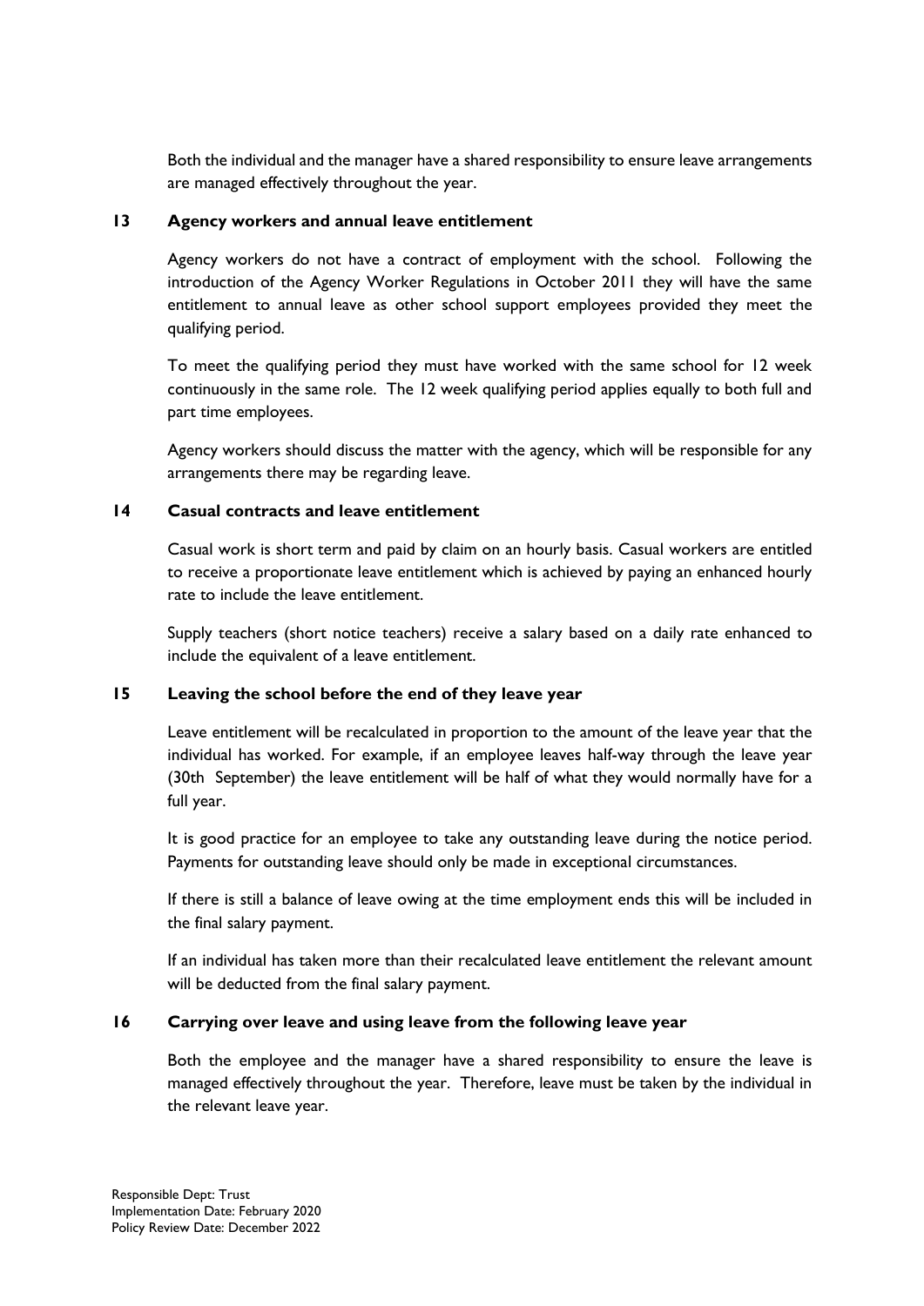Both the individual and the manager have a shared responsibility to ensure leave arrangements are managed effectively throughout the year.

## 13 Agency workers and annual leave entitlement

Agency workers do not have a contract of employment with the school. Following the introduction of the Agency Worker Regulations in October 2011 they will have the same entitlement to annual leave as other school support employees provided they meet the qualifying period.

To meet the qualifying period they must have worked with the same school for 12 week continuously in the same role. The 12 week qualifying period applies equally to both full and part time employees.

Agency workers should discuss the matter with the agency, which will be responsible for any arrangements there may be regarding leave.

## 14 Casual contracts and leave entitlement

Casual work is short term and paid by claim on an hourly basis. Casual workers are entitled to receive a proportionate leave entitlement which is achieved by paying an enhanced hourly rate to include the leave entitlement.

Supply teachers (short notice teachers) receive a salary based on a daily rate enhanced to include the equivalent of a leave entitlement.

## 15 Leaving the school before the end of they leave year

Leave entitlement will be recalculated in proportion to the amount of the leave year that the individual has worked. For example, if an employee leaves half-way through the leave year (30th September) the leave entitlement will be half of what they would normally have for a full year.

It is good practice for an employee to take any outstanding leave during the notice period. Payments for outstanding leave should only be made in exceptional circumstances.

If there is still a balance of leave owing at the time employment ends this will be included in the final salary payment.

If an individual has taken more than their recalculated leave entitlement the relevant amount will be deducted from the final salary payment.

## 16 Carrying over leave and using leave from the following leave year

Both the employee and the manager have a shared responsibility to ensure the leave is managed effectively throughout the year. Therefore, leave must be taken by the individual in the relevant leave year.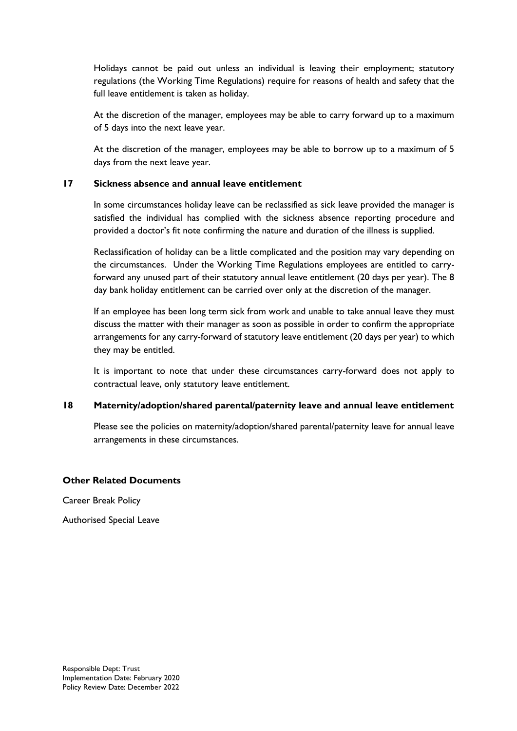Holidays cannot be paid out unless an individual is leaving their employment; statutory regulations (the Working Time Regulations) require for reasons of health and safety that the full leave entitlement is taken as holiday.

At the discretion of the manager, employees may be able to carry forward up to a maximum of 5 days into the next leave year.

At the discretion of the manager, employees may be able to borrow up to a maximum of 5 days from the next leave year.

## 17 Sickness absence and annual leave entitlement

In some circumstances holiday leave can be reclassified as sick leave provided the manager is satisfied the individual has complied with the sickness absence reporting procedure and provided a doctor's fit note confirming the nature and duration of the illness is supplied.

Reclassification of holiday can be a little complicated and the position may vary depending on the circumstances. Under the Working Time Regulations employees are entitled to carry-forward any unused part of their statutory annual leave entitlement (20 days per year). The 8 day bank holiday entitlement can be carried over only at the discretion of the manager.

If an employee has been long term sick from work and unable to take annual leave they must discuss the matter with their manager as soon as possible in order to confirm the appropriate arrangements for any carry-forward of statutory leave entitlement (20 days per year) to which they may be entitled.

It is important to note that under these circumstances carry-forward does not apply to contractual leave, only statutory leave entitlement.

## 18 Maternity/adoption/shared parental/paternity leave and annual leave entitlement

Please see the policies on maternity/adoption/shared parental/paternity leave for annual leave arrangements in these circumstances.

**Other Related Documents**

Career Break Policy

Authorised Special Leave

Responsible Dept: Trust
Implementation Date: February 2020
Policy Review Date: December 2022